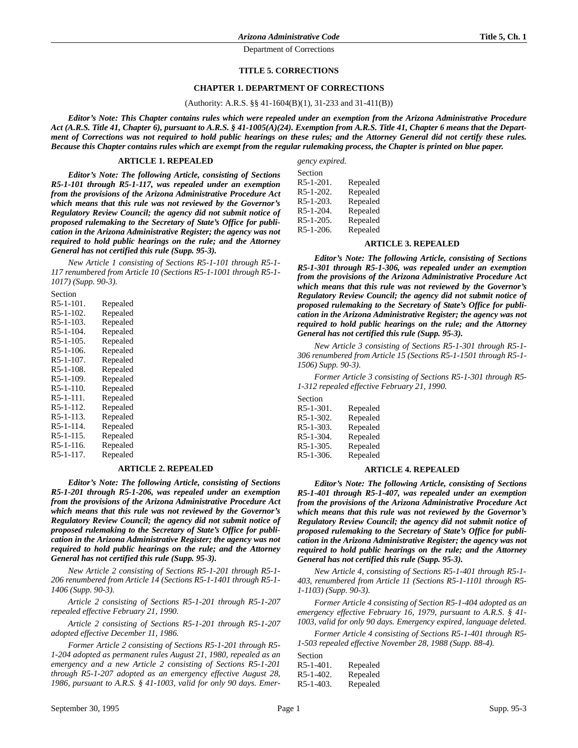# TITLE 5. CORRECTIONS

## CHAPTER 1. DEPARTMENT OF CORRECTIONS

(Authority: A.R.S. §§ 41-1604(B)(1), 31-233 and 31-411(B))

***Editor's Note: This Chapter contains rules which were repealed under an exemption from the Arizona Administrative Procedure Act (A.R.S. Title 41, Chapter 6), pursuant to A.R.S. § 41-1005(A)(24). Exemption from A.R.S. Title 41, Chapter 6 means that the Department of Corrections was not required to hold public hearings on these rules; and the Attorney General did not certify these rules. Because this Chapter contains rules which are exempt from the regular rulemaking process, the Chapter is printed on blue paper.***

### ARTICLE 1. REPEALED

***Editor's Note: The following Article, consisting of Sections R5-1-101 through R5-1-117, was repealed under an exemption from the provisions of the Arizona Administrative Procedure Act which means that this rule was not reviewed by the Governor's Regulatory Review Council; the agency did not submit notice of proposed rulemaking to the Secretary of State's Office for publication in the Arizona Administrative Register; the agency was not required to hold public hearings on the rule; and the Attorney General has not certified this rule (Supp. 95-3).***

*New Article 1 consisting of Sections R5-1-101 through R5-1-117 renumbered from Article 10 (Sections R5-1-1001 through R5-1-1017) (Supp. 90-3).*

Section
R5-1-101. Repealed
R5-1-102. Repealed
R5-1-103. Repealed
R5-1-104. Repealed
R5-1-105. Repealed
R5-1-106. Repealed
R5-1-107. Repealed
R5-1-108. Repealed
R5-1-109. Repealed
R5-1-110. Repealed
R5-1-111. Repealed
R5-1-112. Repealed
R5-1-113. Repealed
R5-1-114. Repealed
R5-1-115. Repealed
R5-1-116. Repealed
R5-1-117. Repealed

### ARTICLE 2. REPEALED

***Editor's Note: The following Article, consisting of Sections R5-1-201 through R5-1-206, was repealed under an exemption from the provisions of the Arizona Administrative Procedure Act which means that this rule was not reviewed by the Governor's Regulatory Review Council; the agency did not submit notice of proposed rulemaking to the Secretary of State's Office for publication in the Arizona Administrative Register; the agency was not required to hold public hearings on the rule; and the Attorney General has not certified this rule (Supp. 95-3).***

*New Article 2 consisting of Sections R5-1-201 through R5-1-206 renumbered from Article 14 (Sections R5-1-1401 through R5-1-1406 (Supp. 90-3).*

*Article 2 consisting of Sections R5-1-201 through R5-1-207 repealed effective February 21, 1990.*

*Article 2 consisting of Sections R5-1-201 through R5-1-207 adopted effective December 11, 1986.*

*Former Article 2 consisting of Sections R5-1-201 through R5-1-204 adopted as permanent rules August 21, 1980, repealed as an emergency and a new Article 2 consisting of Sections R5-1-201 through R5-1-207 adopted as an emergency effective August 28, 1986, pursuant to A.R.S. § 41-1003, valid for only 90 days. Emergency expired.*

Section
R5-1-201. Repealed
R5-1-202. Repealed
R5-1-203. Repealed
R5-1-204. Repealed
R5-1-205. Repealed
R5-1-206. Repealed

### ARTICLE 3. REPEALED

***Editor's Note: The following Article, consisting of Sections R5-1-301 through R5-1-306, was repealed under an exemption from the provisions of the Arizona Administrative Procedure Act which means that this rule was not reviewed by the Governor's Regulatory Review Council; the agency did not submit notice of proposed rulemaking to the Secretary of State's Office for publication in the Arizona Administrative Register; the agency was not required to hold public hearings on the rule; and the Attorney General has not certified this rule (Supp. 95-3).***

*New Article 3 consisting of Sections R5-1-301 through R5-1-306 renumbered from Article 15 (Sections R5-1-1501 through R5-1-1506) Supp. 90-3).*

*Former Article 3 consisting of Sections R5-1-301 through R5-1-312 repealed effective February 21, 1990.*

Section
R5-1-301. Repealed
R5-1-302. Repealed
R5-1-303. Repealed
R5-1-304. Repealed
R5-1-305. Repealed
R5-1-306. Repealed

### ARTICLE 4. REPEALED

***Editor's Note: The following Article, consisting of Sections R5-1-401 through R5-1-407, was repealed under an exemption from the provisions of the Arizona Administrative Procedure Act which means that this rule was not reviewed by the Governor's Regulatory Review Council; the agency did not submit notice of proposed rulemaking to the Secretary of State's Office for publication in the Arizona Administrative Register; the agency was not required to hold public hearings on the rule; and the Attorney General has not certified this rule (Supp. 95-3).***

*New Article 4, consisting of Sections R5-1-401 through R5-1-403, renumbered from Article 11 (Sections R5-1-1101 through R5-1-1103) (Supp. 90-3).*

*Former Article 4 consisting of Section R5-1-404 adopted as an emergency effective February 16, 1979, pursuant to A.R.S. § 41-1003, valid for only 90 days. Emergency expired, language deleted.*

*Former Article 4 consisting of Sections R5-1-401 through R5-1-503 repealed effective November 28, 1988 (Supp. 88-4).*

Section
R5-1-401. Repealed
R5-1-402. Repealed
R5-1-403. Repealed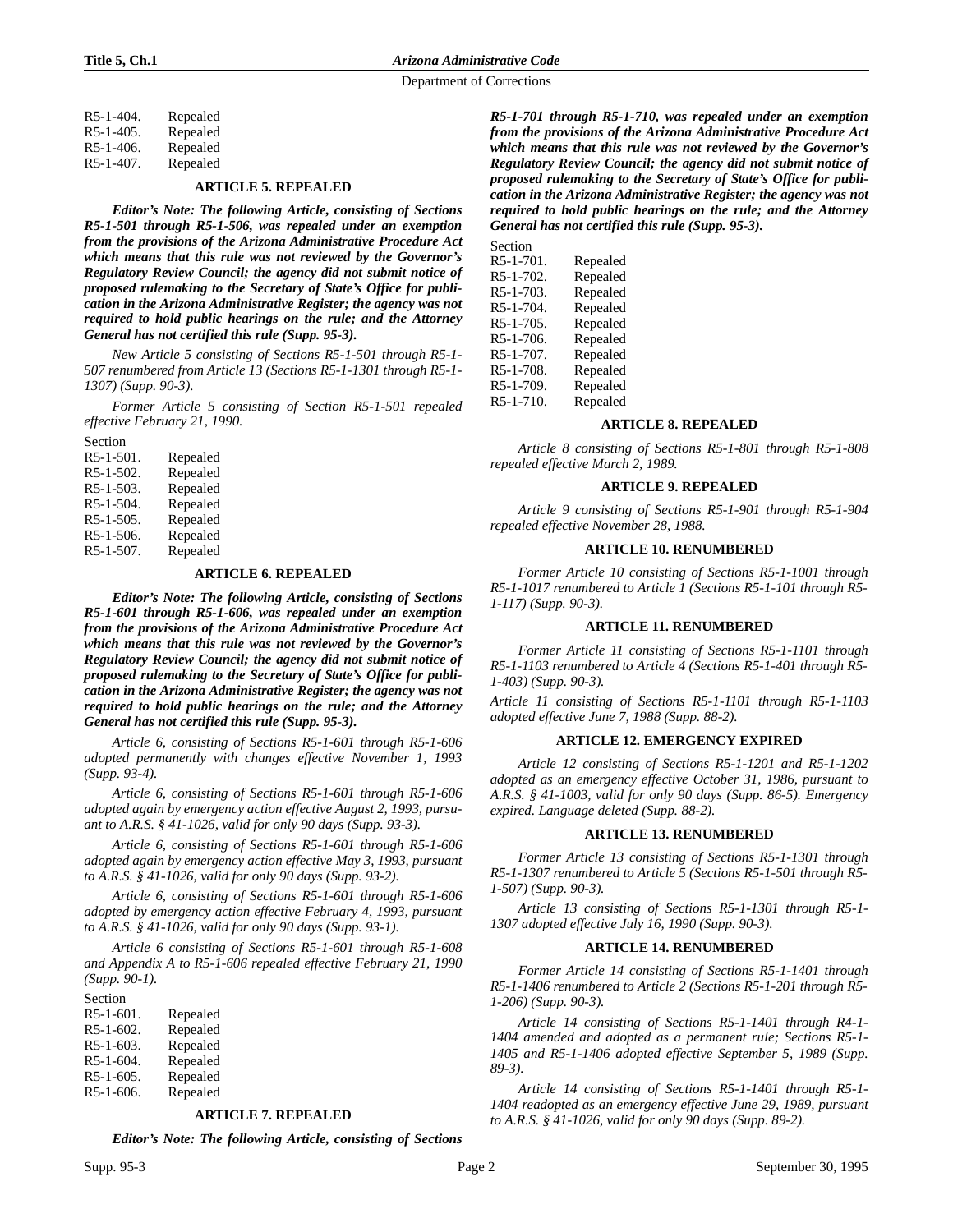R5-1-404. Repealed
R5-1-405. Repealed
R5-1-406. Repealed
R5-1-407. Repealed

## ARTICLE 5. REPEALED

***Editor's Note: The following Article, consisting of Sections R5-1-501 through R5-1-506, was repealed under an exemption from the provisions of the Arizona Administrative Procedure Act which means that this rule was not reviewed by the Governor's Regulatory Review Council; the agency did not submit notice of proposed rulemaking to the Secretary of State's Office for publication in the Arizona Administrative Register; the agency was not required to hold public hearings on the rule; and the Attorney General has not certified this rule (Supp. 95-3).***

*New Article 5 consisting of Sections R5-1-501 through R5-1-507 renumbered from Article 13 (Sections R5-1-1301 through R5-1-1307) (Supp. 90-3).*

*Former Article 5 consisting of Section R5-1-501 repealed effective February 21, 1990.*

Section
R5-1-501. Repealed
R5-1-502. Repealed
R5-1-503. Repealed
R5-1-504. Repealed
R5-1-505. Repealed
R5-1-506. Repealed
R5-1-507. Repealed

## ARTICLE 6. REPEALED

***Editor's Note: The following Article, consisting of Sections R5-1-601 through R5-1-606, was repealed under an exemption from the provisions of the Arizona Administrative Procedure Act which means that this rule was not reviewed by the Governor's Regulatory Review Council; the agency did not submit notice of proposed rulemaking to the Secretary of State's Office for publication in the Arizona Administrative Register; the agency was not required to hold public hearings on the rule; and the Attorney General has not certified this rule (Supp. 95-3).***

*Article 6, consisting of Sections R5-1-601 through R5-1-606 adopted permanently with changes effective November 1, 1993 (Supp. 93-4).*

*Article 6, consisting of Sections R5-1-601 through R5-1-606 adopted again by emergency action effective August 2, 1993, pursuant to A.R.S. § 41-1026, valid for only 90 days (Supp. 93-3).*

*Article 6, consisting of Sections R5-1-601 through R5-1-606 adopted again by emergency action effective May 3, 1993, pursuant to A.R.S. § 41-1026, valid for only 90 days (Supp. 93-2).*

*Article 6, consisting of Sections R5-1-601 through R5-1-606 adopted by emergency action effective February 4, 1993, pursuant to A.R.S. § 41-1026, valid for only 90 days (Supp. 93-1).*

*Article 6 consisting of Sections R5-1-601 through R5-1-608 and Appendix A to R5-1-606 repealed effective February 21, 1990 (Supp. 90-1).*

Section
R5-1-601. Repealed
R5-1-602. Repealed
R5-1-603. Repealed
R5-1-604. Repealed
R5-1-605. Repealed
R5-1-606. Repealed

## ARTICLE 7. REPEALED

***Editor's Note: The following Article, consisting of Sections R5-1-701 through R5-1-710, was repealed under an exemption from the provisions of the Arizona Administrative Procedure Act which means that this rule was not reviewed by the Governor's Regulatory Review Council; the agency did not submit notice of proposed rulemaking to the Secretary of State's Office for publication in the Arizona Administrative Register; the agency was not required to hold public hearings on the rule; and the Attorney General has not certified this rule (Supp. 95-3).***

Section
R5-1-701. Repealed
R5-1-702. Repealed
R5-1-703. Repealed
R5-1-704. Repealed
R5-1-705. Repealed
R5-1-706. Repealed
R5-1-707. Repealed
R5-1-708. Repealed
R5-1-709. Repealed
R5-1-710. Repealed

## ARTICLE 8. REPEALED

*Article 8 consisting of Sections R5-1-801 through R5-1-808 repealed effective March 2, 1989.*

## ARTICLE 9. REPEALED

*Article 9 consisting of Sections R5-1-901 through R5-1-904 repealed effective November 28, 1988.*

## ARTICLE 10. RENUMBERED

*Former Article 10 consisting of Sections R5-1-1001 through R5-1-1017 renumbered to Article 1 (Sections R5-1-101 through R5-1-117) (Supp. 90-3).*

## ARTICLE 11. RENUMBERED

*Former Article 11 consisting of Sections R5-1-1101 through R5-1-1103 renumbered to Article 4 (Sections R5-1-401 through R5-1-403) (Supp. 90-3).*

*Article 11 consisting of Sections R5-1-1101 through R5-1-1103 adopted effective June 7, 1988 (Supp. 88-2).*

## ARTICLE 12. EMERGENCY EXPIRED

*Article 12 consisting of Sections R5-1-1201 and R5-1-1202 adopted as an emergency effective October 31, 1986, pursuant to A.R.S. § 41-1003, valid for only 90 days (Supp. 86-5). Emergency expired. Language deleted (Supp. 88-2).*

## ARTICLE 13. RENUMBERED

*Former Article 13 consisting of Sections R5-1-1301 through R5-1-1307 renumbered to Article 5 (Sections R5-1-501 through R5-1-507) (Supp. 90-3).*

*Article 13 consisting of Sections R5-1-1301 through R5-1-1307 adopted effective July 16, 1990 (Supp. 90-3).*

## ARTICLE 14. RENUMBERED

*Former Article 14 consisting of Sections R5-1-1401 through R5-1-1406 renumbered to Article 2 (Sections R5-1-201 through R5-1-206) (Supp. 90-3).*

*Article 14 consisting of Sections R5-1-1401 through R4-1-1404 amended and adopted as a permanent rule; Sections R5-1-1405 and R5-1-1406 adopted effective September 5, 1989 (Supp. 89-3).*

*Article 14 consisting of Sections R5-1-1401 through R5-1-1404 readopted as an emergency effective June 29, 1989, pursuant to A.R.S. § 41-1026, valid for only 90 days (Supp. 89-2).*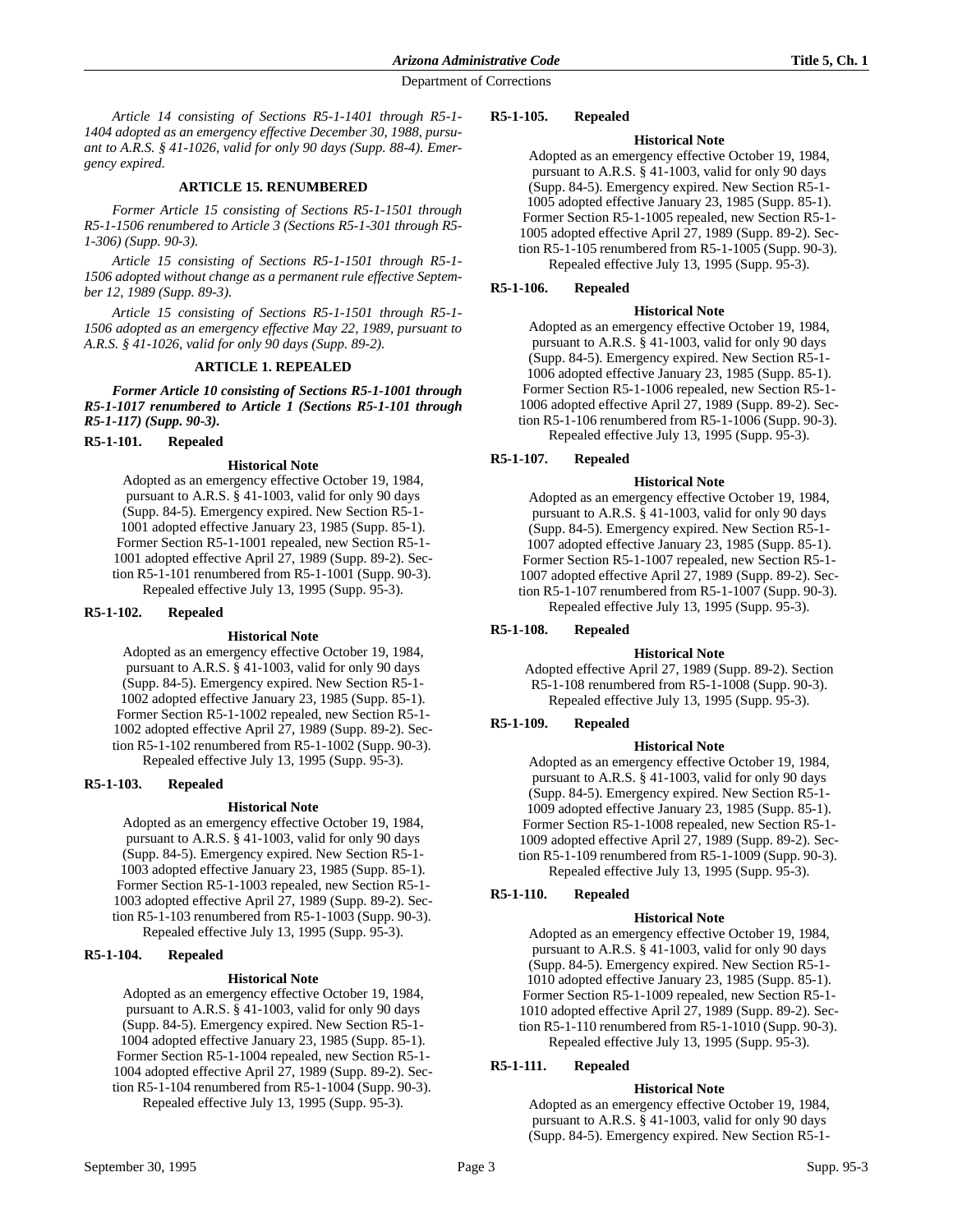*Article 14 consisting of Sections R5-1-1401 through R5-1-1404 adopted as an emergency effective December 30, 1988, pursuant to A.R.S. § 41-1026, valid for only 90 days (Supp. 88-4). Emergency expired.*

## ARTICLE 15. RENUMBERED

*Former Article 15 consisting of Sections R5-1-1501 through R5-1-1506 renumbered to Article 3 (Sections R5-1-301 through R5-1-306) (Supp. 90-3).*

*Article 15 consisting of Sections R5-1-1501 through R5-1-1506 adopted without change as a permanent rule effective September 12, 1989 (Supp. 89-3).*

*Article 15 consisting of Sections R5-1-1501 through R5-1-1506 adopted as an emergency effective May 22, 1989, pursuant to A.R.S. § 41-1026, valid for only 90 days (Supp. 89-2).*

## ARTICLE 1. REPEALED

***Former Article 10 consisting of Sections R5-1-1001 through R5-1-1017 renumbered to Article 1 (Sections R5-1-101 through R5-1-117) (Supp. 90-3).***

### R5-1-101. Repealed

**Historical Note**

Adopted as an emergency effective October 19, 1984, pursuant to A.R.S. § 41-1003, valid for only 90 days (Supp. 84-5). Emergency expired. New Section R5-1-1001 adopted effective January 23, 1985 (Supp. 85-1). Former Section R5-1-1001 repealed, new Section R5-1-1001 adopted effective April 27, 1989 (Supp. 89-2). Section R5-1-101 renumbered from R5-1-1001 (Supp. 90-3). Repealed effective July 13, 1995 (Supp. 95-3).

### R5-1-102. Repealed

**Historical Note**

Adopted as an emergency effective October 19, 1984, pursuant to A.R.S. § 41-1003, valid for only 90 days (Supp. 84-5). Emergency expired. New Section R5-1-1002 adopted effective January 23, 1985 (Supp. 85-1). Former Section R5-1-1002 repealed, new Section R5-1-1002 adopted effective April 27, 1989 (Supp. 89-2). Section R5-1-102 renumbered from R5-1-1002 (Supp. 90-3). Repealed effective July 13, 1995 (Supp. 95-3).

### R5-1-103. Repealed

**Historical Note**

Adopted as an emergency effective October 19, 1984, pursuant to A.R.S. § 41-1003, valid for only 90 days (Supp. 84-5). Emergency expired. New Section R5-1-1003 adopted effective January 23, 1985 (Supp. 85-1). Former Section R5-1-1003 repealed, new Section R5-1-1003 adopted effective April 27, 1989 (Supp. 89-2). Section R5-1-103 renumbered from R5-1-1003 (Supp. 90-3). Repealed effective July 13, 1995 (Supp. 95-3).

### R5-1-104. Repealed

**Historical Note**

Adopted as an emergency effective October 19, 1984, pursuant to A.R.S. § 41-1003, valid for only 90 days (Supp. 84-5). Emergency expired. New Section R5-1-1004 adopted effective January 23, 1985 (Supp. 85-1). Former Section R5-1-1004 repealed, new Section R5-1-1004 adopted effective April 27, 1989 (Supp. 89-2). Section R5-1-104 renumbered from R5-1-1004 (Supp. 90-3). Repealed effective July 13, 1995 (Supp. 95-3).

### R5-1-105. Repealed

**Historical Note**

Adopted as an emergency effective October 19, 1984, pursuant to A.R.S. § 41-1003, valid for only 90 days (Supp. 84-5). Emergency expired. New Section R5-1-1005 adopted effective January 23, 1985 (Supp. 85-1). Former Section R5-1-1005 repealed, new Section R5-1-1005 adopted effective April 27, 1989 (Supp. 89-2). Section R5-1-105 renumbered from R5-1-1005 (Supp. 90-3). Repealed effective July 13, 1995 (Supp. 95-3).

### R5-1-106. Repealed

**Historical Note**

Adopted as an emergency effective October 19, 1984, pursuant to A.R.S. § 41-1003, valid for only 90 days (Supp. 84-5). Emergency expired. New Section R5-1-1006 adopted effective January 23, 1985 (Supp. 85-1). Former Section R5-1-1006 repealed, new Section R5-1-1006 adopted effective April 27, 1989 (Supp. 89-2). Section R5-1-106 renumbered from R5-1-1006 (Supp. 90-3). Repealed effective July 13, 1995 (Supp. 95-3).

### R5-1-107. Repealed

**Historical Note**

Adopted as an emergency effective October 19, 1984, pursuant to A.R.S. § 41-1003, valid for only 90 days (Supp. 84-5). Emergency expired. New Section R5-1-1007 adopted effective January 23, 1985 (Supp. 85-1). Former Section R5-1-1007 repealed, new Section R5-1-1007 adopted effective April 27, 1989 (Supp. 89-2). Section R5-1-107 renumbered from R5-1-1007 (Supp. 90-3). Repealed effective July 13, 1995 (Supp. 95-3).

### R5-1-108. Repealed

**Historical Note**

Adopted effective April 27, 1989 (Supp. 89-2). Section R5-1-108 renumbered from R5-1-1008 (Supp. 90-3). Repealed effective July 13, 1995 (Supp. 95-3).

### R5-1-109. Repealed

**Historical Note**

Adopted as an emergency effective October 19, 1984, pursuant to A.R.S. § 41-1003, valid for only 90 days (Supp. 84-5). Emergency expired. New Section R5-1-1009 adopted effective January 23, 1985 (Supp. 85-1). Former Section R5-1-1008 repealed, new Section R5-1-1009 adopted effective April 27, 1989 (Supp. 89-2). Section R5-1-109 renumbered from R5-1-1009 (Supp. 90-3). Repealed effective July 13, 1995 (Supp. 95-3).

### R5-1-110. Repealed

**Historical Note**

Adopted as an emergency effective October 19, 1984, pursuant to A.R.S. § 41-1003, valid for only 90 days (Supp. 84-5). Emergency expired. New Section R5-1-1010 adopted effective January 23, 1985 (Supp. 85-1). Former Section R5-1-1009 repealed, new Section R5-1-1010 adopted effective April 27, 1989 (Supp. 89-2). Section R5-1-110 renumbered from R5-1-1010 (Supp. 90-3). Repealed effective July 13, 1995 (Supp. 95-3).

### R5-1-111. Repealed

**Historical Note**

Adopted as an emergency effective October 19, 1984, pursuant to A.R.S. § 41-1003, valid for only 90 days (Supp. 84-5). Emergency expired. New Section R5-1-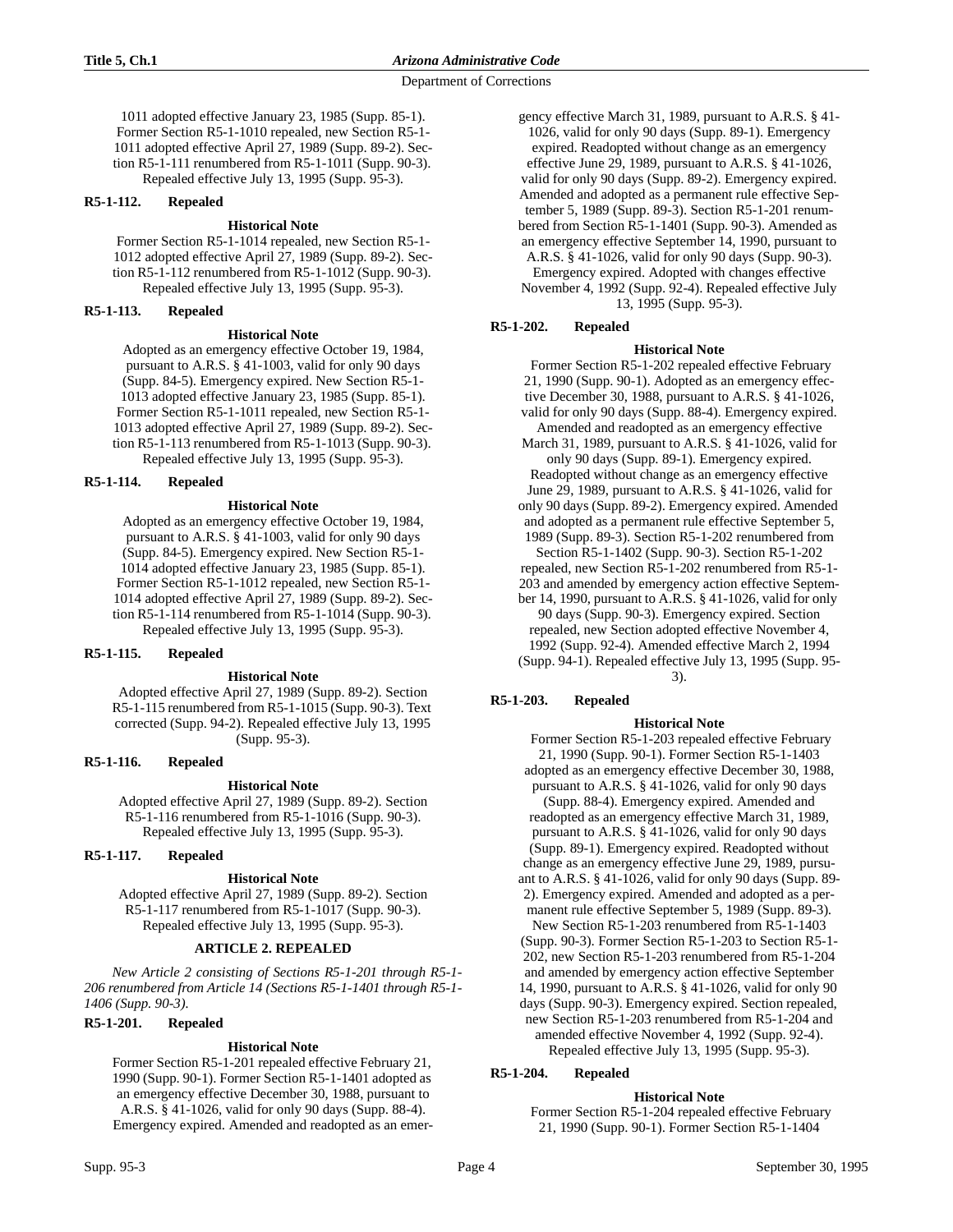1011 adopted effective January 23, 1985 (Supp. 85-1). Former Section R5-1-1010 repealed, new Section R5-1-1011 adopted effective April 27, 1989 (Supp. 89-2). Section R5-1-111 renumbered from R5-1-1011 (Supp. 90-3). Repealed effective July 13, 1995 (Supp. 95-3).

**R5-1-112. Repealed**

**Historical Note**

Former Section R5-1-1014 repealed, new Section R5-1-1012 adopted effective April 27, 1989 (Supp. 89-2). Section R5-1-112 renumbered from R5-1-1012 (Supp. 90-3). Repealed effective July 13, 1995 (Supp. 95-3).

**R5-1-113. Repealed**

**Historical Note**

Adopted as an emergency effective October 19, 1984, pursuant to A.R.S. § 41-1003, valid for only 90 days (Supp. 84-5). Emergency expired. New Section R5-1-1013 adopted effective January 23, 1985 (Supp. 85-1). Former Section R5-1-1011 repealed, new Section R5-1-1013 adopted effective April 27, 1989 (Supp. 89-2). Section R5-1-113 renumbered from R5-1-1013 (Supp. 90-3). Repealed effective July 13, 1995 (Supp. 95-3).

**R5-1-114. Repealed**

**Historical Note**

Adopted as an emergency effective October 19, 1984, pursuant to A.R.S. § 41-1003, valid for only 90 days (Supp. 84-5). Emergency expired. New Section R5-1-1014 adopted effective January 23, 1985 (Supp. 85-1). Former Section R5-1-1012 repealed, new Section R5-1-1014 adopted effective April 27, 1989 (Supp. 89-2). Section R5-1-114 renumbered from R5-1-1014 (Supp. 90-3). Repealed effective July 13, 1995 (Supp. 95-3).

**R5-1-115. Repealed**

**Historical Note**

Adopted effective April 27, 1989 (Supp. 89-2). Section R5-1-115 renumbered from R5-1-1015 (Supp. 90-3). Text corrected (Supp. 94-2). Repealed effective July 13, 1995 (Supp. 95-3).

**R5-1-116. Repealed**

**Historical Note**

Adopted effective April 27, 1989 (Supp. 89-2). Section R5-1-116 renumbered from R5-1-1016 (Supp. 90-3). Repealed effective July 13, 1995 (Supp. 95-3).

**R5-1-117. Repealed**

**Historical Note**

Adopted effective April 27, 1989 (Supp. 89-2). Section R5-1-117 renumbered from R5-1-1017 (Supp. 90-3). Repealed effective July 13, 1995 (Supp. 95-3).

## ARTICLE 2. REPEALED

*New Article 2 consisting of Sections R5-1-201 through R5-1-206 renumbered from Article 14 (Sections R5-1-1401 through R5-1-1406 (Supp. 90-3).*

**R5-1-201. Repealed**

**Historical Note**

Former Section R5-1-201 repealed effective February 21, 1990 (Supp. 90-1). Former Section R5-1-1401 adopted as an emergency effective December 30, 1988, pursuant to A.R.S. § 41-1026, valid for only 90 days (Supp. 88-4). Emergency expired. Amended and readopted as an emergency effective March 31, 1989, pursuant to A.R.S. § 41-1026, valid for only 90 days (Supp. 89-1). Emergency expired. Readopted without change as an emergency effective June 29, 1989, pursuant to A.R.S. § 41-1026, valid for only 90 days (Supp. 89-2). Emergency expired. Amended and adopted as a permanent rule effective September 5, 1989 (Supp. 89-3). Section R5-1-201 renumbered from Section R5-1-1401 (Supp. 90-3). Amended as an emergency effective September 14, 1990, pursuant to A.R.S. § 41-1026, valid for only 90 days (Supp. 90-3). Emergency expired. Adopted with changes effective November 4, 1992 (Supp. 92-4). Repealed effective July 13, 1995 (Supp. 95-3).

**R5-1-202. Repealed**

**Historical Note**

Former Section R5-1-202 repealed effective February 21, 1990 (Supp. 90-1). Adopted as an emergency effective December 30, 1988, pursuant to A.R.S. § 41-1026, valid for only 90 days (Supp. 88-4). Emergency expired. Amended and readopted as an emergency effective March 31, 1989, pursuant to A.R.S. § 41-1026, valid for only 90 days (Supp. 89-1). Emergency expired. Readopted without change as an emergency effective June 29, 1989, pursuant to A.R.S. § 41-1026, valid for only 90 days (Supp. 89-2). Emergency expired. Amended and adopted as a permanent rule effective September 5, 1989 (Supp. 89-3). Section R5-1-202 renumbered from Section R5-1-1402 (Supp. 90-3). Section R5-1-202 repealed, new Section R5-1-202 renumbered from R5-1-203 and amended by emergency action effective September 14, 1990, pursuant to A.R.S. § 41-1026, valid for only 90 days (Supp. 90-3). Emergency expired. Section repealed, new Section adopted effective November 4, 1992 (Supp. 92-4). Amended effective March 2, 1994 (Supp. 94-1). Repealed effective July 13, 1995 (Supp. 95-3).

**R5-1-203. Repealed**

**Historical Note**

Former Section R5-1-203 repealed effective February 21, 1990 (Supp. 90-1). Former Section R5-1-1403 adopted as an emergency effective December 30, 1988, pursuant to A.R.S. § 41-1026, valid for only 90 days (Supp. 88-4). Emergency expired. Amended and readopted as an emergency effective March 31, 1989, pursuant to A.R.S. § 41-1026, valid for only 90 days (Supp. 89-1). Emergency expired. Readopted without change as an emergency effective June 29, 1989, pursuant to A.R.S. § 41-1026, valid for only 90 days (Supp. 89-2). Emergency expired. Amended and adopted as a permanent rule effective September 5, 1989 (Supp. 89-3). New Section R5-1-203 renumbered from R5-1-1403 (Supp. 90-3). Former Section R5-1-203 to Section R5-1-202, new Section R5-1-203 renumbered from R5-1-204 and amended by emergency action effective September 14, 1990, pursuant to A.R.S. § 41-1026, valid for only 90 days (Supp. 90-3). Emergency expired. Section repealed, new Section R5-1-203 renumbered from R5-1-204 and amended effective November 4, 1992 (Supp. 92-4). Repealed effective July 13, 1995 (Supp. 95-3).

**R5-1-204. Repealed**

**Historical Note**

Former Section R5-1-204 repealed effective February 21, 1990 (Supp. 90-1). Former Section R5-1-1404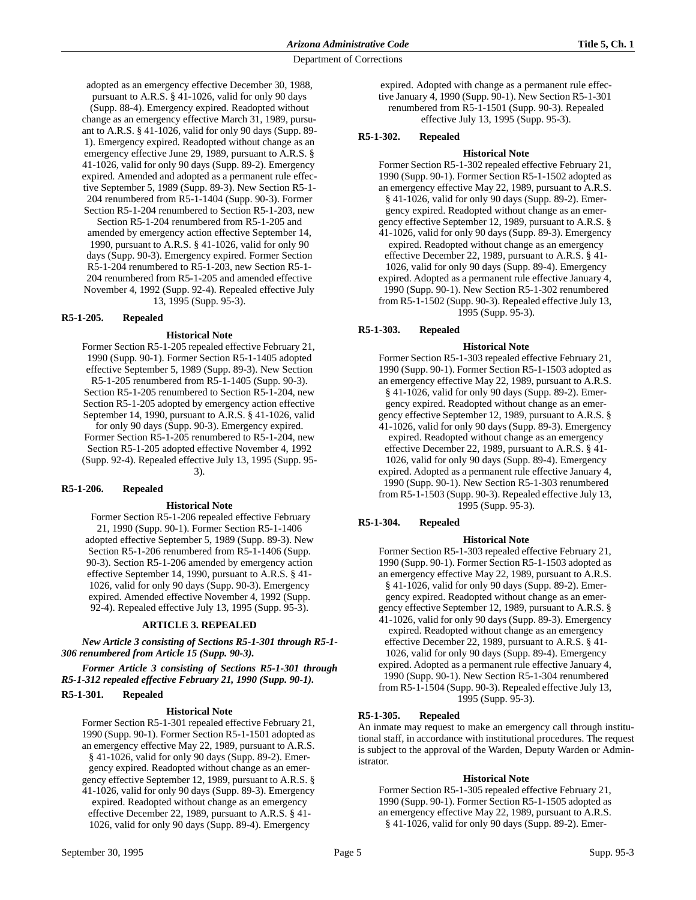adopted as an emergency effective December 30, 1988, pursuant to A.R.S. § 41-1026, valid for only 90 days (Supp. 88-4). Emergency expired. Readopted without change as an emergency effective March 31, 1989, pursuant to A.R.S. § 41-1026, valid for only 90 days (Supp. 89-1). Emergency expired. Readopted without change as an emergency effective June 29, 1989, pursuant to A.R.S. § 41-1026, valid for only 90 days (Supp. 89-2). Emergency expired. Amended and adopted as a permanent rule effective September 5, 1989 (Supp. 89-3). New Section R5-1-204 renumbered from R5-1-1404 (Supp. 90-3). Former Section R5-1-204 renumbered to Section R5-1-203, new Section R5-1-204 renumbered from R5-1-205 and amended by emergency action effective September 14, 1990, pursuant to A.R.S. § 41-1026, valid for only 90 days (Supp. 90-3). Emergency expired. Former Section R5-1-204 renumbered to R5-1-203, new Section R5-1-204 renumbered from R5-1-205 and amended effective November 4, 1992 (Supp. 92-4). Repealed effective July 13, 1995 (Supp. 95-3).

### R5-1-205. Repealed

**Historical Note**

Former Section R5-1-205 repealed effective February 21, 1990 (Supp. 90-1). Former Section R5-1-1405 adopted effective September 5, 1989 (Supp. 89-3). New Section R5-1-205 renumbered from R5-1-1405 (Supp. 90-3). Section R5-1-205 renumbered to Section R5-1-204, new Section R5-1-205 adopted by emergency action effective September 14, 1990, pursuant to A.R.S. § 41-1026, valid for only 90 days (Supp. 90-3). Emergency expired. Former Section R5-1-205 renumbered to R5-1-204, new Section R5-1-205 adopted effective November 4, 1992 (Supp. 92-4). Repealed effective July 13, 1995 (Supp. 95-3).

### R5-1-206. Repealed

**Historical Note**

Former Section R5-1-206 repealed effective February 21, 1990 (Supp. 90-1). Former Section R5-1-1406 adopted effective September 5, 1989 (Supp. 89-3). New Section R5-1-206 renumbered from R5-1-1406 (Supp. 90-3). Section R5-1-206 amended by emergency action effective September 14, 1990, pursuant to A.R.S. § 41-1026, valid for only 90 days (Supp. 90-3). Emergency expired. Amended effective November 4, 1992 (Supp. 92-4). Repealed effective July 13, 1995 (Supp. 95-3).

## ARTICLE 3. REPEALED

***New Article 3 consisting of Sections R5-1-301 through R5-1-306 renumbered from Article 15 (Supp. 90-3).***

***Former Article 3 consisting of Sections R5-1-301 through R5-1-312 repealed effective February 21, 1990 (Supp. 90-1).***

### R5-1-301. Repealed

**Historical Note**

Former Section R5-1-301 repealed effective February 21, 1990 (Supp. 90-1). Former Section R5-1-1501 adopted as an emergency effective May 22, 1989, pursuant to A.R.S. § 41-1026, valid for only 90 days (Supp. 89-2). Emergency expired. Readopted without change as an emergency effective September 12, 1989, pursuant to A.R.S. § 41-1026, valid for only 90 days (Supp. 89-3). Emergency expired. Readopted without change as an emergency effective December 22, 1989, pursuant to A.R.S. § 41-1026, valid for only 90 days (Supp. 89-4). Emergency expired. Adopted with change as a permanent rule effective January 4, 1990 (Supp. 90-1). New Section R5-1-301 renumbered from R5-1-1501 (Supp. 90-3). Repealed effective July 13, 1995 (Supp. 95-3).

### R5-1-302. Repealed

**Historical Note**

Former Section R5-1-302 repealed effective February 21, 1990 (Supp. 90-1). Former Section R5-1-1502 adopted as an emergency effective May 22, 1989, pursuant to A.R.S. § 41-1026, valid for only 90 days (Supp. 89-2). Emergency expired. Readopted without change as an emergency effective September 12, 1989, pursuant to A.R.S. § 41-1026, valid for only 90 days (Supp. 89-3). Emergency expired. Readopted without change as an emergency effective December 22, 1989, pursuant to A.R.S. § 41-1026, valid for only 90 days (Supp. 89-4). Emergency expired. Adopted as a permanent rule effective January 4, 1990 (Supp. 90-1). New Section R5-1-302 renumbered from R5-1-1502 (Supp. 90-3). Repealed effective July 13, 1995 (Supp. 95-3).

### R5-1-303. Repealed

**Historical Note**

Former Section R5-1-303 repealed effective February 21, 1990 (Supp. 90-1). Former Section R5-1-1503 adopted as an emergency effective May 22, 1989, pursuant to A.R.S. § 41-1026, valid for only 90 days (Supp. 89-2). Emergency expired. Readopted without change as an emergency effective September 12, 1989, pursuant to A.R.S. § 41-1026, valid for only 90 days (Supp. 89-3). Emergency expired. Readopted without change as an emergency effective December 22, 1989, pursuant to A.R.S. § 41-1026, valid for only 90 days (Supp. 89-4). Emergency expired. Adopted as a permanent rule effective January 4, 1990 (Supp. 90-1). New Section R5-1-303 renumbered from R5-1-1503 (Supp. 90-3). Repealed effective July 13, 1995 (Supp. 95-3).

### R5-1-304. Repealed

**Historical Note**

Former Section R5-1-303 repealed effective February 21, 1990 (Supp. 90-1). Former Section R5-1-1503 adopted as an emergency effective May 22, 1989, pursuant to A.R.S. § 41-1026, valid for only 90 days (Supp. 89-2). Emergency expired. Readopted without change as an emergency effective September 12, 1989, pursuant to A.R.S. § 41-1026, valid for only 90 days (Supp. 89-3). Emergency expired. Readopted without change as an emergency effective December 22, 1989, pursuant to A.R.S. § 41-1026, valid for only 90 days (Supp. 89-4). Emergency expired. Adopted as a permanent rule effective January 4, 1990 (Supp. 90-1). New Section R5-1-304 renumbered from R5-1-1504 (Supp. 90-3). Repealed effective July 13, 1995 (Supp. 95-3).

### R5-1-305. Repealed

An inmate may request to make an emergency call through institutional staff, in accordance with institutional procedures. The request is subject to the approval of the Warden, Deputy Warden or Administrator.

**Historical Note**

Former Section R5-1-305 repealed effective February 21, 1990 (Supp. 90-1). Former Section R5-1-1505 adopted as an emergency effective May 22, 1989, pursuant to A.R.S. § 41-1026, valid for only 90 days (Supp. 89-2). Emer-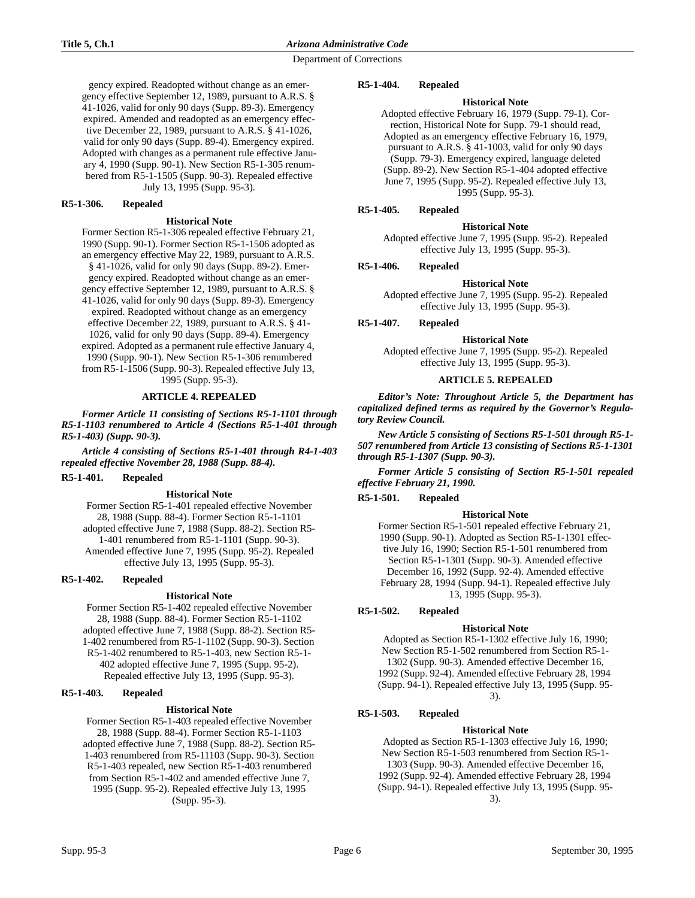gency expired. Readopted without change as an emergency effective September 12, 1989, pursuant to A.R.S. § 41-1026, valid for only 90 days (Supp. 89-3). Emergency expired. Amended and readopted as an emergency effective December 22, 1989, pursuant to A.R.S. § 41-1026, valid for only 90 days (Supp. 89-4). Emergency expired. Adopted with changes as a permanent rule effective January 4, 1990 (Supp. 90-1). New Section R5-1-305 renumbered from R5-1-1505 (Supp. 90-3). Repealed effective July 13, 1995 (Supp. 95-3).

**R5-1-306. Repealed**

**Historical Note**

Former Section R5-1-306 repealed effective February 21, 1990 (Supp. 90-1). Former Section R5-1-1506 adopted as an emergency effective May 22, 1989, pursuant to A.R.S. § 41-1026, valid for only 90 days (Supp. 89-2). Emergency expired. Readopted without change as an emergency effective September 12, 1989, pursuant to A.R.S. § 41-1026, valid for only 90 days (Supp. 89-3). Emergency expired. Readopted without change as an emergency effective December 22, 1989, pursuant to A.R.S. § 41-1026, valid for only 90 days (Supp. 89-4). Emergency expired. Adopted as a permanent rule effective January 4, 1990 (Supp. 90-1). New Section R5-1-306 renumbered from R5-1-1506 (Supp. 90-3). Repealed effective July 13, 1995 (Supp. 95-3).

## ARTICLE 4. REPEALED

***Former Article 11 consisting of Sections R5-1-1101 through R5-1-1103 renumbered to Article 4 (Sections R5-1-401 through R5-1-403) (Supp. 90-3).***

***Article 4 consisting of Sections R5-1-401 through R4-1-403 repealed effective November 28, 1988 (Supp. 88-4).***

**R5-1-401. Repealed**

**Historical Note**

Former Section R5-1-401 repealed effective November 28, 1988 (Supp. 88-4). Former Section R5-1-1101 adopted effective June 7, 1988 (Supp. 88-2). Section R5-1-401 renumbered from R5-1-1101 (Supp. 90-3). Amended effective June 7, 1995 (Supp. 95-2). Repealed effective July 13, 1995 (Supp. 95-3).

**R5-1-402. Repealed**

**Historical Note**

Former Section R5-1-402 repealed effective November 28, 1988 (Supp. 88-4). Former Section R5-1-1102 adopted effective June 7, 1988 (Supp. 88-2). Section R5-1-402 renumbered from R5-1-1102 (Supp. 90-3). Section R5-1-402 renumbered to R5-1-403, new Section R5-1-402 adopted effective June 7, 1995 (Supp. 95-2). Repealed effective July 13, 1995 (Supp. 95-3).

**R5-1-403. Repealed**

**Historical Note**

Former Section R5-1-403 repealed effective November 28, 1988 (Supp. 88-4). Former Section R5-1-1103 adopted effective June 7, 1988 (Supp. 88-2). Section R5-1-403 renumbered from R5-11103 (Supp. 90-3). Section R5-1-403 repealed, new Section R5-1-403 renumbered from Section R5-1-402 and amended effective June 7, 1995 (Supp. 95-2). Repealed effective July 13, 1995 (Supp. 95-3).

**R5-1-404. Repealed**

**Historical Note**

Adopted effective February 16, 1979 (Supp. 79-1). Correction, Historical Note for Supp. 79-1 should read, Adopted as an emergency effective February 16, 1979, pursuant to A.R.S. § 41-1003, valid for only 90 days (Supp. 79-3). Emergency expired, language deleted (Supp. 89-2). New Section R5-1-404 adopted effective June 7, 1995 (Supp. 95-2). Repealed effective July 13, 1995 (Supp. 95-3).

**R5-1-405. Repealed**

**Historical Note**

Adopted effective June 7, 1995 (Supp. 95-2). Repealed effective July 13, 1995 (Supp. 95-3).

**R5-1-406. Repealed**

**Historical Note**

Adopted effective June 7, 1995 (Supp. 95-2). Repealed effective July 13, 1995 (Supp. 95-3).

**R5-1-407. Repealed**

**Historical Note**

Adopted effective June 7, 1995 (Supp. 95-2). Repealed effective July 13, 1995 (Supp. 95-3).

## ARTICLE 5. REPEALED

***Editor's Note: Throughout Article 5, the Department has capitalized defined terms as required by the Governor's Regulatory Review Council.***

***New Article 5 consisting of Sections R5-1-501 through R5-1-507 renumbered from Article 13 consisting of Sections R5-1-1301 through R5-1-1307 (Supp. 90-3).***

***Former Article 5 consisting of Section R5-1-501 repealed effective February 21, 1990.***

**R5-1-501. Repealed**

**Historical Note**

Former Section R5-1-501 repealed effective February 21, 1990 (Supp. 90-1). Adopted as Section R5-1-1301 effective July 16, 1990; Section R5-1-501 renumbered from Section R5-1-1301 (Supp. 90-3). Amended effective December 16, 1992 (Supp. 92-4). Amended effective February 28, 1994 (Supp. 94-1). Repealed effective July 13, 1995 (Supp. 95-3).

**R5-1-502. Repealed**

**Historical Note**

Adopted as Section R5-1-1302 effective July 16, 1990; New Section R5-1-502 renumbered from Section R5-1-1302 (Supp. 90-3). Amended effective December 16, 1992 (Supp. 92-4). Amended effective February 28, 1994 (Supp. 94-1). Repealed effective July 13, 1995 (Supp. 95-3).

**R5-1-503. Repealed**

**Historical Note**

Adopted as Section R5-1-1303 effective July 16, 1990; New Section R5-1-503 renumbered from Section R5-1-1303 (Supp. 90-3). Amended effective December 16, 1992 (Supp. 92-4). Amended effective February 28, 1994 (Supp. 94-1). Repealed effective July 13, 1995 (Supp. 95-3).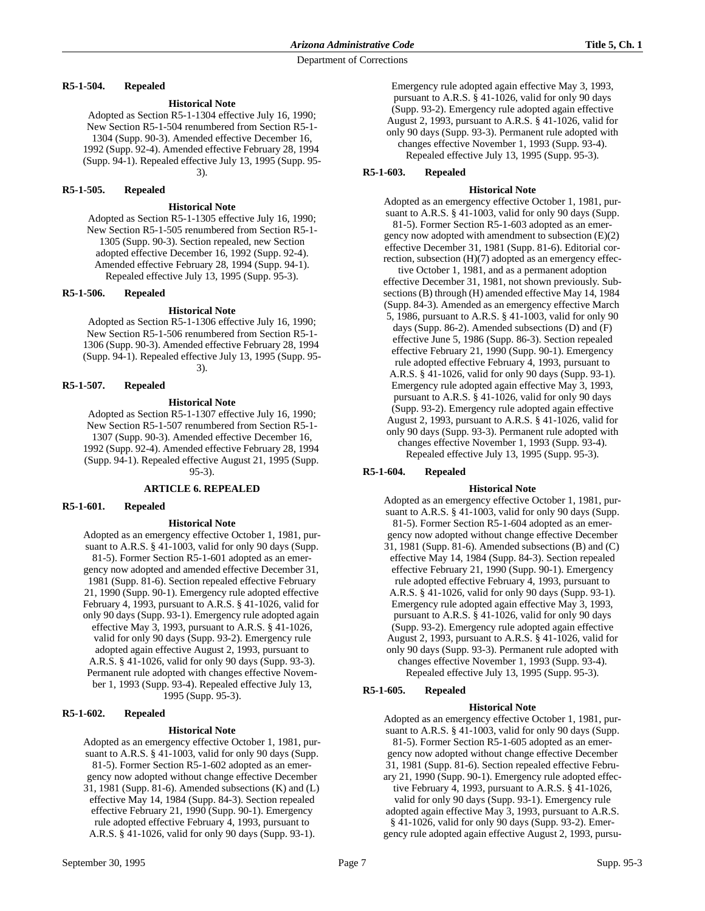### R5-1-504. Repealed

**Historical Note**

Adopted as Section R5-1-1304 effective July 16, 1990; New Section R5-1-504 renumbered from Section R5-1-1304 (Supp. 90-3). Amended effective December 16, 1992 (Supp. 92-4). Amended effective February 28, 1994 (Supp. 94-1). Repealed effective July 13, 1995 (Supp. 95-3).

### R5-1-505. Repealed

**Historical Note**

Adopted as Section R5-1-1305 effective July 16, 1990; New Section R5-1-505 renumbered from Section R5-1-1305 (Supp. 90-3). Section repealed, new Section adopted effective December 16, 1992 (Supp. 92-4). Amended effective February 28, 1994 (Supp. 94-1). Repealed effective July 13, 1995 (Supp. 95-3).

### R5-1-506. Repealed

**Historical Note**

Adopted as Section R5-1-1306 effective July 16, 1990; New Section R5-1-506 renumbered from Section R5-1-1306 (Supp. 90-3). Amended effective February 28, 1994 (Supp. 94-1). Repealed effective July 13, 1995 (Supp. 95-3).

### R5-1-507. Repealed

**Historical Note**

Adopted as Section R5-1-1307 effective July 16, 1990; New Section R5-1-507 renumbered from Section R5-1-1307 (Supp. 90-3). Amended effective December 16, 1992 (Supp. 92-4). Amended effective February 28, 1994 (Supp. 94-1). Repealed effective August 21, 1995 (Supp. 95-3).

## ARTICLE 6. REPEALED

### R5-1-601. Repealed

**Historical Note**

Adopted as an emergency effective October 1, 1981, pursuant to A.R.S. § 41-1003, valid for only 90 days (Supp. 81-5). Former Section R5-1-601 adopted as an emergency now adopted and amended effective December 31, 1981 (Supp. 81-6). Section repealed effective February 21, 1990 (Supp. 90-1). Emergency rule adopted effective February 4, 1993, pursuant to A.R.S. § 41-1026, valid for only 90 days (Supp. 93-1). Emergency rule adopted again effective May 3, 1993, pursuant to A.R.S. § 41-1026, valid for only 90 days (Supp. 93-2). Emergency rule adopted again effective August 2, 1993, pursuant to A.R.S. § 41-1026, valid for only 90 days (Supp. 93-3). Permanent rule adopted with changes effective November 1, 1993 (Supp. 93-4). Repealed effective July 13, 1995 (Supp. 95-3).

### R5-1-602. Repealed

**Historical Note**

Adopted as an emergency effective October 1, 1981, pursuant to A.R.S. § 41-1003, valid for only 90 days (Supp. 81-5). Former Section R5-1-602 adopted as an emergency now adopted without change effective December 31, 1981 (Supp. 81-6). Amended subsections (K) and (L) effective May 14, 1984 (Supp. 84-3). Section repealed effective February 21, 1990 (Supp. 90-1). Emergency rule adopted effective February 4, 1993, pursuant to A.R.S. § 41-1026, valid for only 90 days (Supp. 93-1). Emergency rule adopted again effective May 3, 1993, pursuant to A.R.S. § 41-1026, valid for only 90 days (Supp. 93-2). Emergency rule adopted again effective August 2, 1993, pursuant to A.R.S. § 41-1026, valid for only 90 days (Supp. 93-3). Permanent rule adopted with changes effective November 1, 1993 (Supp. 93-4). Repealed effective July 13, 1995 (Supp. 95-3).

### R5-1-603. Repealed

**Historical Note**

Adopted as an emergency effective October 1, 1981, pursuant to A.R.S. § 41-1003, valid for only 90 days (Supp. 81-5). Former Section R5-1-603 adopted as an emergency now adopted with amendment to subsection (E)(2) effective December 31, 1981 (Supp. 81-6). Editorial correction, subsection (H)(7) adopted as an emergency effective October 1, 1981, and as a permanent adoption effective December 31, 1981, not shown previously. Subsections (B) through (H) amended effective May 14, 1984 (Supp. 84-3). Amended as an emergency effective March 5, 1986, pursuant to A.R.S. § 41-1003, valid for only 90 days (Supp. 86-2). Amended subsections (D) and (F) effective June 5, 1986 (Supp. 86-3). Section repealed effective February 21, 1990 (Supp. 90-1). Emergency rule adopted effective February 4, 1993, pursuant to A.R.S. § 41-1026, valid for only 90 days (Supp. 93-1). Emergency rule adopted again effective May 3, 1993, pursuant to A.R.S. § 41-1026, valid for only 90 days (Supp. 93-2). Emergency rule adopted again effective August 2, 1993, pursuant to A.R.S. § 41-1026, valid for only 90 days (Supp. 93-3). Permanent rule adopted with changes effective November 1, 1993 (Supp. 93-4). Repealed effective July 13, 1995 (Supp. 95-3).

### R5-1-604. Repealed

**Historical Note**

Adopted as an emergency effective October 1, 1981, pursuant to A.R.S. § 41-1003, valid for only 90 days (Supp. 81-5). Former Section R5-1-604 adopted as an emergency now adopted without change effective December 31, 1981 (Supp. 81-6). Amended subsections (B) and (C) effective May 14, 1984 (Supp. 84-3). Section repealed effective February 21, 1990 (Supp. 90-1). Emergency rule adopted effective February 4, 1993, pursuant to A.R.S. § 41-1026, valid for only 90 days (Supp. 93-1). Emergency rule adopted again effective May 3, 1993, pursuant to A.R.S. § 41-1026, valid for only 90 days (Supp. 93-2). Emergency rule adopted again effective August 2, 1993, pursuant to A.R.S. § 41-1026, valid for only 90 days (Supp. 93-3). Permanent rule adopted with changes effective November 1, 1993 (Supp. 93-4). Repealed effective July 13, 1995 (Supp. 95-3).

### R5-1-605. Repealed

**Historical Note**

Adopted as an emergency effective October 1, 1981, pursuant to A.R.S. § 41-1003, valid for only 90 days (Supp. 81-5). Former Section R5-1-605 adopted as an emergency now adopted without change effective December 31, 1981 (Supp. 81-6). Section repealed effective February 21, 1990 (Supp. 90-1). Emergency rule adopted effective February 4, 1993, pursuant to A.R.S. § 41-1026, valid for only 90 days (Supp. 93-1). Emergency rule adopted again effective May 3, 1993, pursuant to A.R.S. § 41-1026, valid for only 90 days (Supp. 93-2). Emergency rule adopted again effective August 2, 1993, pursu-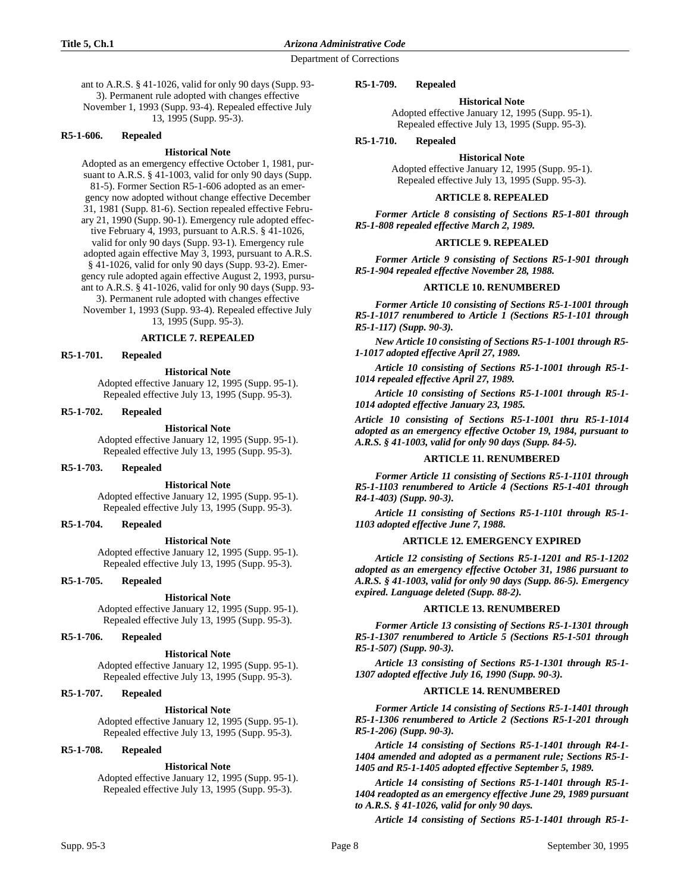ant to A.R.S. § 41-1026, valid for only 90 days (Supp. 93-3). Permanent rule adopted with changes effective November 1, 1993 (Supp. 93-4). Repealed effective July 13, 1995 (Supp. 95-3).

**R5-1-606. Repealed**

**Historical Note**

Adopted as an emergency effective October 1, 1981, pursuant to A.R.S. § 41-1003, valid for only 90 days (Supp. 81-5). Former Section R5-1-606 adopted as an emergency now adopted without change effective December 31, 1981 (Supp. 81-6). Section repealed effective February 21, 1990 (Supp. 90-1). Emergency rule adopted effective February 4, 1993, pursuant to A.R.S. § 41-1026, valid for only 90 days (Supp. 93-1). Emergency rule adopted again effective May 3, 1993, pursuant to A.R.S. § 41-1026, valid for only 90 days (Supp. 93-2). Emergency rule adopted again effective August 2, 1993, pursuant to A.R.S. § 41-1026, valid for only 90 days (Supp. 93-3). Permanent rule adopted with changes effective November 1, 1993 (Supp. 93-4). Repealed effective July 13, 1995 (Supp. 95-3).

## ARTICLE 7. REPEALED

**R5-1-701. Repealed**

**Historical Note**

Adopted effective January 12, 1995 (Supp. 95-1). Repealed effective July 13, 1995 (Supp. 95-3).

**R5-1-702. Repealed**

**Historical Note**

Adopted effective January 12, 1995 (Supp. 95-1). Repealed effective July 13, 1995 (Supp. 95-3).

**R5-1-703. Repealed**

**Historical Note**

Adopted effective January 12, 1995 (Supp. 95-1). Repealed effective July 13, 1995 (Supp. 95-3).

**R5-1-704. Repealed**

**Historical Note**

Adopted effective January 12, 1995 (Supp. 95-1). Repealed effective July 13, 1995 (Supp. 95-3).

**R5-1-705. Repealed**

**Historical Note**

Adopted effective January 12, 1995 (Supp. 95-1). Repealed effective July 13, 1995 (Supp. 95-3).

**R5-1-706. Repealed**

**Historical Note**

Adopted effective January 12, 1995 (Supp. 95-1). Repealed effective July 13, 1995 (Supp. 95-3).

**R5-1-707. Repealed**

**Historical Note**

Adopted effective January 12, 1995 (Supp. 95-1). Repealed effective July 13, 1995 (Supp. 95-3).

**R5-1-708. Repealed**

**Historical Note**

Adopted effective January 12, 1995 (Supp. 95-1). Repealed effective July 13, 1995 (Supp. 95-3).

**R5-1-709. Repealed**

**Historical Note**

Adopted effective January 12, 1995 (Supp. 95-1). Repealed effective July 13, 1995 (Supp. 95-3).

**R5-1-710. Repealed**

**Historical Note**

Adopted effective January 12, 1995 (Supp. 95-1). Repealed effective July 13, 1995 (Supp. 95-3).

## ARTICLE 8. REPEALED

***Former Article 8 consisting of Sections R5-1-801 through R5-1-808 repealed effective March 2, 1989.***

## ARTICLE 9. REPEALED

***Former Article 9 consisting of Sections R5-1-901 through R5-1-904 repealed effective November 28, 1988.***

## ARTICLE 10. RENUMBERED

***Former Article 10 consisting of Sections R5-1-1001 through R5-1-1017 renumbered to Article 1 (Sections R5-1-101 through R5-1-117) (Supp. 90-3).***

***New Article 10 consisting of Sections R5-1-1001 through R5-1-1017 adopted effective April 27, 1989.***

***Article 10 consisting of Sections R5-1-1001 through R5-1-1014 repealed effective April 27, 1989.***

***Article 10 consisting of Sections R5-1-1001 through R5-1-1014 adopted effective January 23, 1985.***

***Article 10 consisting of Sections R5-1-1001 thru R5-1-1014 adopted as an emergency effective October 19, 1984, pursuant to A.R.S. § 41-1003, valid for only 90 days (Supp. 84-5).***

## ARTICLE 11. RENUMBERED

***Former Article 11 consisting of Sections R5-1-1101 through R5-1-1103 renumbered to Article 4 (Sections R5-1-401 through R4-1-403) (Supp. 90-3).***

***Article 11 consisting of Sections R5-1-1101 through R5-1-1103 adopted effective June 7, 1988.***

## ARTICLE 12. EMERGENCY EXPIRED

***Article 12 consisting of Sections R5-1-1201 and R5-1-1202 adopted as an emergency effective October 31, 1986 pursuant to A.R.S. § 41-1003, valid for only 90 days (Supp. 86-5). Emergency expired. Language deleted (Supp. 88-2).***

## ARTICLE 13. RENUMBERED

***Former Article 13 consisting of Sections R5-1-1301 through R5-1-1307 renumbered to Article 5 (Sections R5-1-501 through R5-1-507) (Supp. 90-3).***

***Article 13 consisting of Sections R5-1-1301 through R5-1-1307 adopted effective July 16, 1990 (Supp. 90-3).***

## ARTICLE 14. RENUMBERED

***Former Article 14 consisting of Sections R5-1-1401 through R5-1-1306 renumbered to Article 2 (Sections R5-1-201 through R5-1-206) (Supp. 90-3).***

***Article 14 consisting of Sections R5-1-1401 through R4-1-1404 amended and adopted as a permanent rule; Sections R5-1-1405 and R5-1-1405 adopted effective September 5, 1989.***

***Article 14 consisting of Sections R5-1-1401 through R5-1-1404 readopted as an emergency effective June 29, 1989 pursuant to A.R.S. § 41-1026, valid for only 90 days.***

***Article 14 consisting of Sections R5-1-1401 through R5-1-***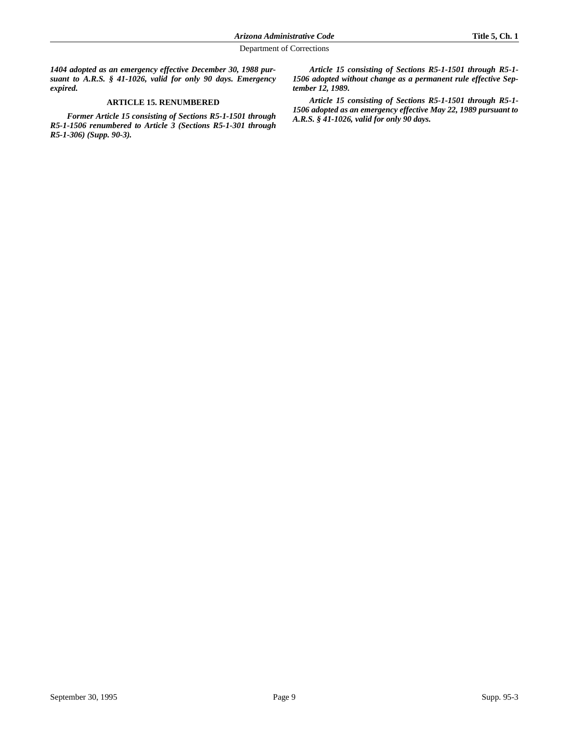*1404 adopted as an emergency effective December 30, 1988 pursuant to A.R.S. § 41-1026, valid for only 90 days. Emergency expired.*

### ARTICLE 15. RENUMBERED

*Former Article 15 consisting of Sections R5-1-1501 through R5-1-1506 renumbered to Article 3 (Sections R5-1-301 through R5-1-306) (Supp. 90-3).*

*Article 15 consisting of Sections R5-1-1501 through R5-1-1506 adopted without change as a permanent rule effective September 12, 1989.*

*Article 15 consisting of Sections R5-1-1501 through R5-1-1506 adopted as an emergency effective May 22, 1989 pursuant to A.R.S. § 41-1026, valid for only 90 days.*